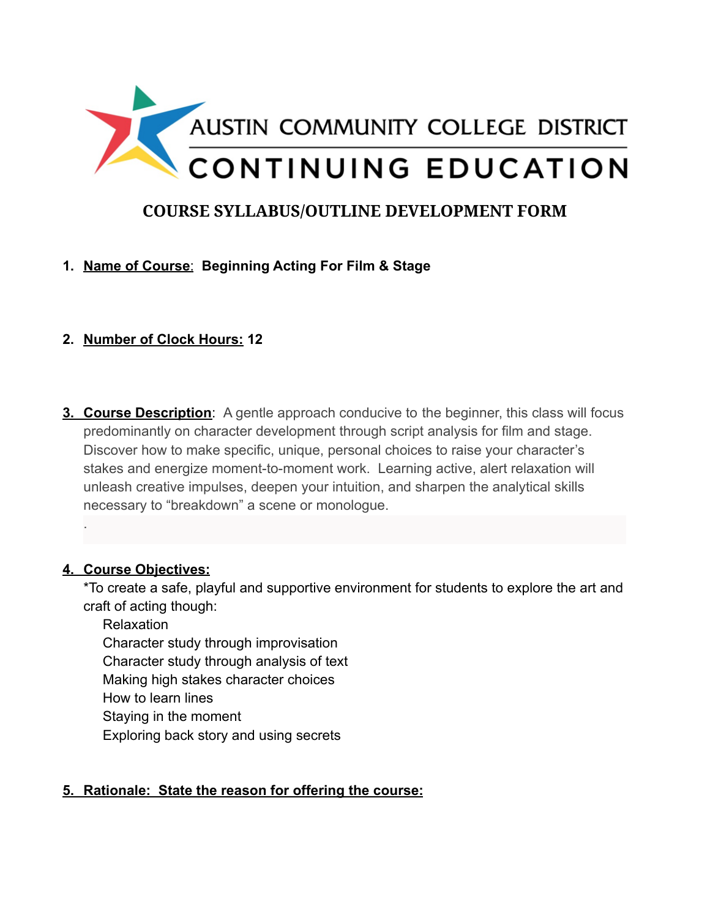AUSTIN COMMUNITY COLLEGE DISTRICT

CONTINUING EDUCATION

# COURSE SYLLABUS/OUTLINE DEVELOPMENT FORM

1. **Name of Course**: **Beginning Acting For Film & Stage**

2. **Number of Clock Hours: 12**

3. **Course Description**: A gentle approach conducive to the beginner, this class will focus predominantly on character development through script analysis for film and stage. Discover how to make specific, unique, personal choices to raise your character's stakes and energize moment-to-moment work. Learning active, alert relaxation will unleash creative impulses, deepen your intuition, and sharpen the analytical skills necessary to "breakdown" a scene or monologue.

   .

4. **Course Objectives:**

   *To create a safe, playful and supportive environment for students to explore the art and craft of acting though:

   Relaxation
   Character study through improvisation
   Character study through analysis of text
   Making high stakes character choices
   How to learn lines
   Staying in the moment
   Exploring back story and using secrets

5. **Rationale: State the reason for offering the course:**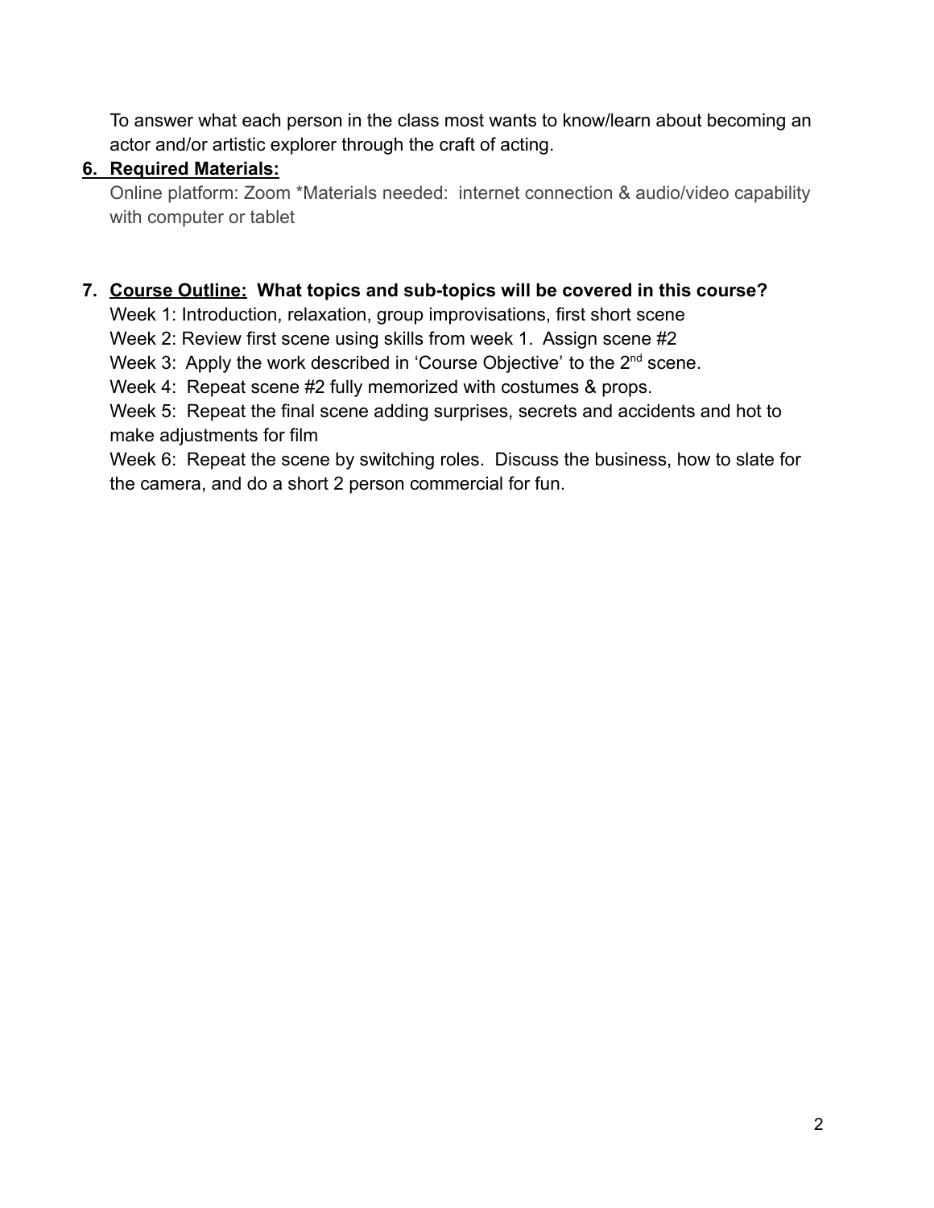To answer what each person in the class most wants to know/learn about becoming an actor and/or artistic explorer through the craft of acting.

6. **Required Materials:**

   Online platform: Zoom *Materials needed: internet connection & audio/video capability with computer or tablet

7. **Course Outline: What topics and sub-topics will be covered in this course?**

   Week 1: Introduction, relaxation, group improvisations, first short scene

   Week 2: Review first scene using skills from week 1. Assign scene #2

   Week 3: Apply the work described in 'Course Objective' to the 2nd scene.

   Week 4: Repeat scene #2 fully memorized with costumes & props.

   Week 5: Repeat the final scene adding surprises, secrets and accidents and hot to make adjustments for film

   Week 6: Repeat the scene by switching roles. Discuss the business, how to slate for the camera, and do a short 2 person commercial for fun.